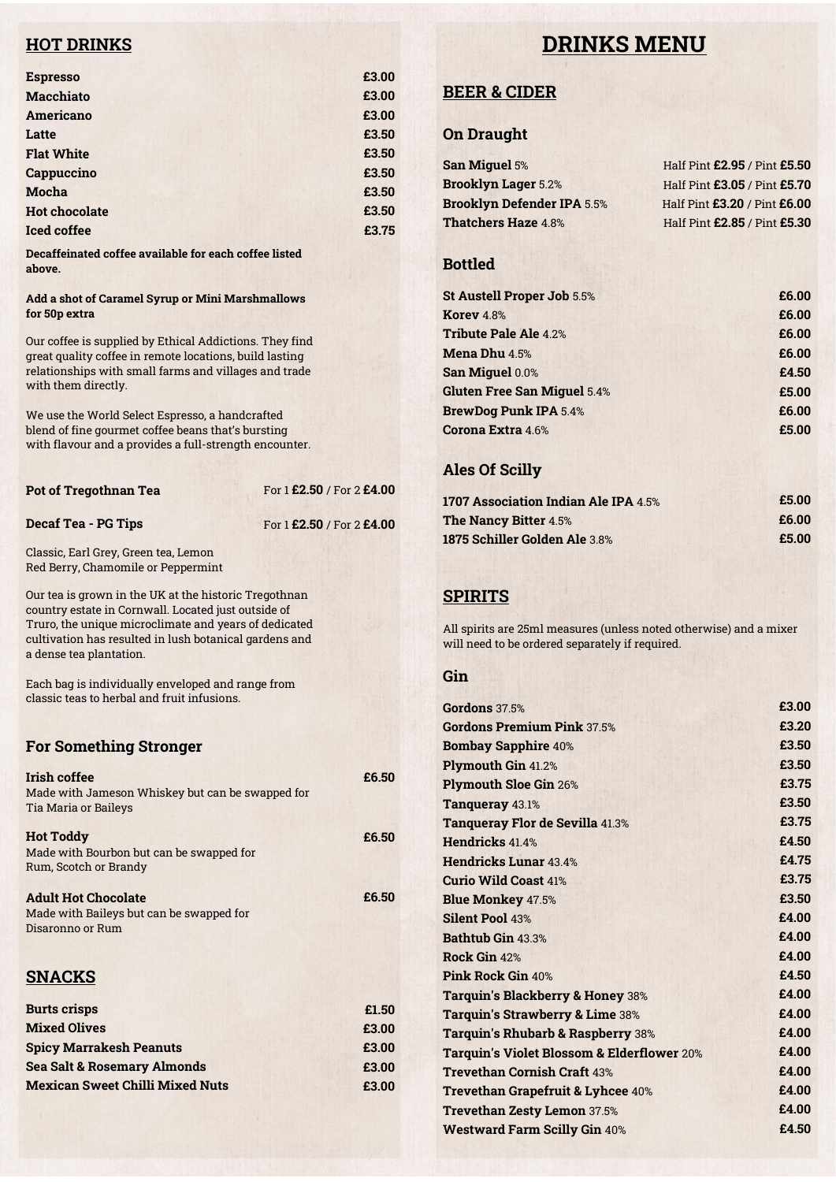# DRINKS MENU

## HOT DRINKS

| Item | Price |
| --- | --- |
| **Espresso** | **£3.00** |
| **Macchiato** | **£3.00** |
| **Americano** | **£3.00** |
| **Latte** | **£3.50** |
| **Flat White** | **£3.50** |
| **Cappuccino** | **£3.50** |
| **Mocha** | **£3.50** |
| **Hot chocolate** | **£3.50** |
| **Iced coffee** | **£3.75** |

**Decaffeinated coffee available for each coffee listed above.**

**Add a shot of Caramel Syrup or Mini Marshmallows for 50p extra**

Our coffee is supplied by Ethical Addictions. They find great quality coffee in remote locations, build lasting relationships with small farms and villages and trade with them directly.

We use the World Select Espresso, a handcrafted blend of fine gourmet coffee beans that's bursting with flavour and a provides a full-strength encounter.

| Item | Price |
| --- | --- |
| **Pot of Tregothnan Tea** | For 1 **£2.50** / For 2 **£4.00** |
| **Decaf Tea - PG Tips** | For 1 **£2.50** / For 2 **£4.00** |

Classic, Earl Grey, Green tea, Lemon Red Berry, Chamomile or Peppermint

Our tea is grown in the UK at the historic Tregothnan country estate in Cornwall. Located just outside of Truro, the unique microclimate and years of dedicated cultivation has resulted in lush botanical gardens and a dense tea plantation.

Each bag is individually enveloped and range from classic teas to herbal and fruit infusions.

### For Something Stronger

**Irish coffee** — **£6.50**
Made with Jameson Whiskey but can be swapped for Tia Maria or Baileys

**Hot Toddy** — **£6.50**
Made with Bourbon but can be swapped for Rum, Scotch or Brandy

**Adult Hot Chocolate** — **£6.50**
Made with Baileys but can be swapped for Disaronno or Rum

## SNACKS

| Item | Price |
| --- | --- |
| **Burts crisps** | **£1.50** |
| **Mixed Olives** | **£3.00** |
| **Spicy Marrakesh Peanuts** | **£3.00** |
| **Sea Salt & Rosemary Almonds** | **£3.00** |
| **Mexican Sweet Chilli Mixed Nuts** | **£3.00** |

## BEER & CIDER

### On Draught

| Item | Price |
| --- | --- |
| **San Miguel** 5% | Half Pint **£2.95** / Pint **£5.50** |
| **Brooklyn Lager** 5.2% | Half Pint **£3.05** / Pint **£5.70** |
| **Brooklyn Defender IPA** 5.5% | Half Pint **£3.20** / Pint **£6.00** |
| **Thatchers Haze** 4.8% | Half Pint **£2.85** / Pint **£5.30** |

### Bottled

| Item | Price |
| --- | --- |
| **St Austell Proper Job** 5.5% | **£6.00** |
| **Korev** 4.8% | **£6.00** |
| **Tribute Pale Ale** 4.2% | **£6.00** |
| **Mena Dhu** 4.5% | **£6.00** |
| **San Miguel** 0.0% | **£4.50** |
| **Gluten Free San Miguel** 5.4% | **£5.00** |
| **BrewDog Punk IPA** 5.4% | **£6.00** |
| **Corona Extra** 4.6% | **£5.00** |

### Ales Of Scilly

| Item | Price |
| --- | --- |
| **1707 Association Indian Ale IPA** 4.5% | **£5.00** |
| **The Nancy Bitter** 4.5% | **£6.00** |
| **1875 Schiller Golden Ale** 3.8% | **£5.00** |

## SPIRITS

All spirits are 25ml measures (unless noted otherwise) and a mixer will need to be ordered separately if required.

### Gin

| Item | Price |
| --- | --- |
| **Gordons** 37.5% | **£3.00** |
| **Gordons Premium Pink** 37.5% | **£3.20** |
| **Bombay Sapphire** 40% | **£3.50** |
| **Plymouth Gin** 41.2% | **£3.50** |
| **Plymouth Sloe Gin** 26% | **£3.75** |
| **Tanqueray** 43.1% | **£3.50** |
| **Tanqueray Flor de Sevilla** 41.3% | **£3.75** |
| **Hendricks** 41.4% | **£4.50** |
| **Hendricks Lunar** 43.4% | **£4.75** |
| **Curio Wild Coast** 41% | **£3.75** |
| **Blue Monkey** 47.5% | **£3.50** |
| **Silent Pool** 43% | **£4.00** |
| **Bathtub Gin** 43.3% | **£4.00** |
| **Rock Gin** 42% | **£4.00** |
| **Pink Rock Gin** 40% | **£4.50** |
| **Tarquin's Blackberry & Honey** 38% | **£4.00** |
| **Tarquin's Strawberry & Lime** 38% | **£4.00** |
| **Tarquin's Rhubarb & Raspberry** 38% | **£4.00** |
| **Tarquin's Violet Blossom & Elderflower** 20% | **£4.00** |
| **Trevethan Cornish Craft** 43% | **£4.00** |
| **Trevethan Grapefruit & Lyhcee** 40% | **£4.00** |
| **Trevethan Zesty Lemon** 37.5% | **£4.00** |
| **Westward Farm Scilly Gin** 40% | **£4.50** |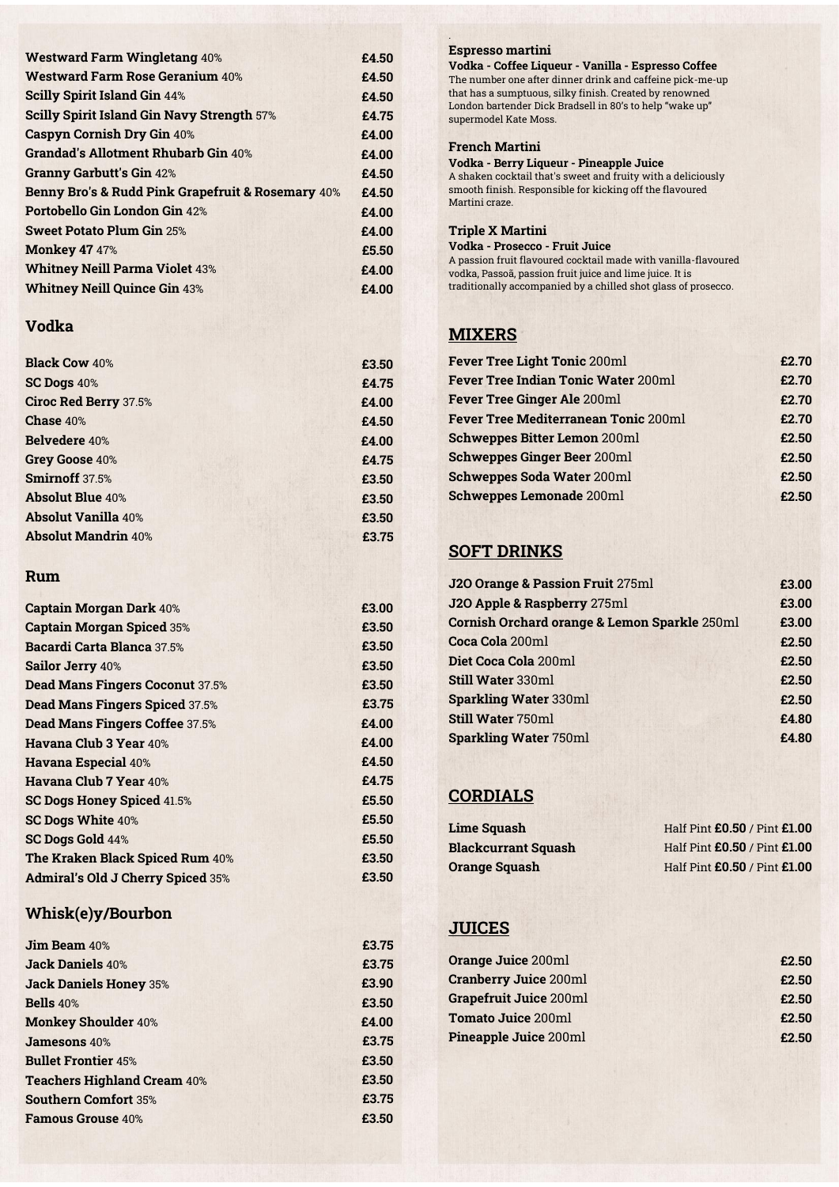| | |
|---|---|
| **Westward Farm Wingletang** 40% | **£4.50** |
| **Westward Farm Rose Geranium** 40% | **£4.50** |
| **Scilly Spirit Island Gin** 44% | **£4.50** |
| **Scilly Spirit Island Gin Navy Strength** 57% | **£4.75** |
| **Caspyn Cornish Dry Gin** 40% | **£4.00** |
| **Grandad's Allotment Rhubarb Gin** 40% | **£4.00** |
| **Granny Garbutt's Gin** 42% | **£4.50** |
| **Benny Bro's & Rudd Pink Grapefruit & Rosemary** 40% | **£4.50** |
| **Portobello Gin London Gin** 42% | **£4.00** |
| **Sweet Potato Plum Gin** 25% | **£4.00** |
| **Monkey 47** 47% | **£5.50** |
| **Whitney Neill Parma Violet** 43% | **£4.00** |
| **Whitney Neill Quince Gin** 43% | **£4.00** |

## Vodka

| | |
|---|---|
| **Black Cow** 40% | **£3.50** |
| **SC Dogs** 40% | **£4.75** |
| **Ciroc Red Berry** 37.5% | **£4.00** |
| **Chase** 40% | **£4.50** |
| **Belvedere** 40% | **£4.00** |
| **Grey Goose** 40% | **£4.75** |
| **Smirnoff** 37.5% | **£3.50** |
| **Absolut Blue** 40% | **£3.50** |
| **Absolut Vanilla** 40% | **£3.50** |
| **Absolut Mandrin** 40% | **£3.75** |

## Rum

| | |
|---|---|
| **Captain Morgan Dark** 40% | **£3.00** |
| **Captain Morgan Spiced** 35% | **£3.50** |
| **Bacardi Carta Blanca** 37.5% | **£3.50** |
| **Sailor Jerry** 40% | **£3.50** |
| **Dead Mans Fingers Coconut** 37.5% | **£3.50** |
| **Dead Mans Fingers Spiced** 37.5% | **£3.75** |
| **Dead Mans Fingers Coffee** 37.5% | **£4.00** |
| **Havana Club 3 Year** 40% | **£4.00** |
| **Havana Especial** 40% | **£4.50** |
| **Havana Club 7 Year** 40% | **£4.75** |
| **SC Dogs Honey Spiced** 41.5% | **£5.50** |
| **SC Dogs White** 40% | **£5.50** |
| **SC Dogs Gold** 44% | **£5.50** |
| **The Kraken Black Spiced Rum** 40% | **£3.50** |
| **Admiral's Old J Cherry Spiced** 35% | **£3.50** |

## Whisk(e)y/Bourbon

| | |
|---|---|
| **Jim Beam** 40% | **£3.75** |
| **Jack Daniels** 40% | **£3.75** |
| **Jack Daniels Honey** 35% | **£3.90** |
| **Bells** 40% | **£3.50** |
| **Monkey Shoulder** 40% | **£4.00** |
| **Jamesons** 40% | **£3.75** |
| **Bullet Frontier** 45% | **£3.50** |
| **Teachers Highland Cream** 40% | **£3.50** |
| **Southern Comfort** 35% | **£3.75** |
| **Famous Grouse** 40% | **£3.50** |

**Espresso martini**
**Vodka - Coffee Liqueur - Vanilla - Espresso Coffee**
The number one after dinner drink and caffeine pick-me-up that has a sumptuous, silky finish. Created by renowned London bartender Dick Bradsell in 80's to help "wake up" supermodel Kate Moss.

**French Martini**
**Vodka - Berry Liqueur - Pineapple Juice**
A shaken cocktail that's sweet and fruity with a deliciously smooth finish. Responsible for kicking off the flavoured Martini craze.

**Triple X Martini**
**Vodka - Prosecco - Fruit Juice**
A passion fruit flavoured cocktail made with vanilla-flavoured vodka, Passoã, passion fruit juice and lime juice. It is traditionally accompanied by a chilled shot glass of prosecco.

## MIXERS

| | |
|---|---|
| **Fever Tree Light Tonic** 200ml | **£2.70** |
| **Fever Tree Indian Tonic Water** 200ml | **£2.70** |
| **Fever Tree Ginger Ale** 200ml | **£2.70** |
| **Fever Tree Mediterranean Tonic** 200ml | **£2.70** |
| **Schweppes Bitter Lemon** 200ml | **£2.50** |
| **Schweppes Ginger Beer** 200ml | **£2.50** |
| **Schweppes Soda Water** 200ml | **£2.50** |
| **Schweppes Lemonade** 200ml | **£2.50** |

## SOFT DRINKS

| | |
|---|---|
| **J2O Orange & Passion Fruit** 275ml | **£3.00** |
| **J2O Apple & Raspberry** 275ml | **£3.00** |
| **Cornish Orchard orange & Lemon Sparkle** 250ml | **£3.00** |
| **Coca Cola** 200ml | **£2.50** |
| **Diet Coca Cola** 200ml | **£2.50** |
| **Still Water** 330ml | **£2.50** |
| **Sparkling Water** 330ml | **£2.50** |
| **Still Water** 750ml | **£4.80** |
| **Sparkling Water** 750ml | **£4.80** |

## CORDIALS

| | |
|---|---|
| **Lime Squash** | Half Pint **£0.50** / Pint **£1.00** |
| **Blackcurrant Squash** | Half Pint **£0.50** / Pint **£1.00** |
| **Orange Squash** | Half Pint **£0.50** / Pint **£1.00** |

## JUICES

| | |
|---|---|
| **Orange Juice** 200ml | **£2.50** |
| **Cranberry Juice** 200ml | **£2.50** |
| **Grapefruit Juice** 200ml | **£2.50** |
| **Tomato Juice** 200ml | **£2.50** |
| **Pineapple Juice** 200ml | **£2.50** |